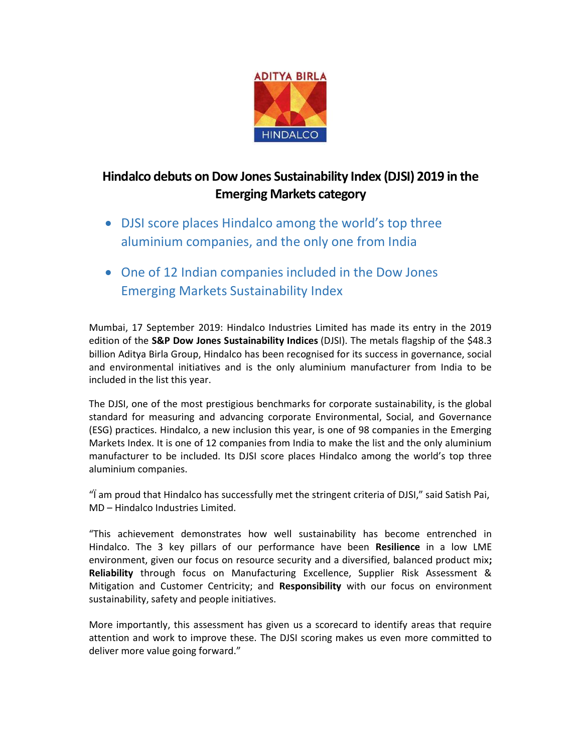# Hindalco debuts on Dow Jones Sustainability Index (DJSI) 2019 in the Emerging Markets category

- DJSI score places Hindalco among the world's top three aluminium companies, and the only one from India
- One of 12 Indian companies included in the Dow Jones Emerging Markets Sustainability Index

Mumbai, 17 September 2019: Hindalco Industries Limited has made its entry in the 2019 edition of the **S&P Dow Jones Sustainability Indices** (DJSI). The metals flagship of the $48.3 billion Aditya Birla Group, Hindalco has been recognised for its success in governance, social and environmental initiatives and is the only aluminium manufacturer from India to be included in the list this year.

The DJSI, one of the most prestigious benchmarks for corporate sustainability, is the global standard for measuring and advancing corporate Environmental, Social, and Governance (ESG) practices. Hindalco, a new inclusion this year, is one of 98 companies in the Emerging Markets Index. It is one of 12 companies from India to make the list and the only aluminium manufacturer to be included. Its DJSI score places Hindalco among the world's top three aluminium companies.

"Ï am proud that Hindalco has successfully met the stringent criteria of DJSI," said Satish Pai, MD – Hindalco Industries Limited.

"This achievement demonstrates how well sustainability has become entrenched in Hindalco. The 3 key pillars of our performance have been **Resilience** in a low LME environment, given our focus on resource security and a diversified, balanced product mix**;** **Reliability** through focus on Manufacturing Excellence, Supplier Risk Assessment & Mitigation and Customer Centricity; and **Responsibility** with our focus on environment sustainability, safety and people initiatives.

More importantly, this assessment has given us a scorecard to identify areas that require attention and work to improve these. The DJSI scoring makes us even more committed to deliver more value going forward."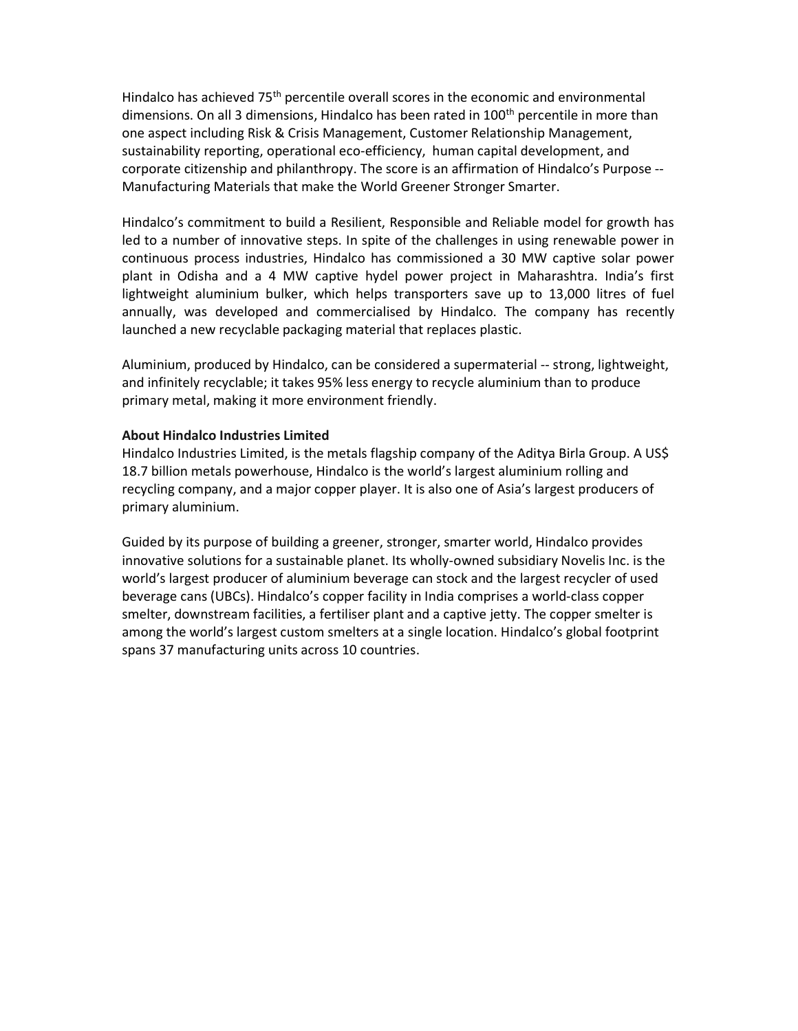Hindalco has achieved 75th percentile overall scores in the economic and environmental dimensions. On all 3 dimensions, Hindalco has been rated in 100th percentile in more than one aspect including Risk & Crisis Management, Customer Relationship Management, sustainability reporting, operational eco-efficiency, human capital development, and corporate citizenship and philanthropy. The score is an affirmation of Hindalco's Purpose -- Manufacturing Materials that make the World Greener Stronger Smarter.

Hindalco's commitment to build a Resilient, Responsible and Reliable model for growth has led to a number of innovative steps. In spite of the challenges in using renewable power in continuous process industries, Hindalco has commissioned a 30 MW captive solar power plant in Odisha and a 4 MW captive hydel power project in Maharashtra. India's first lightweight aluminium bulker, which helps transporters save up to 13,000 litres of fuel annually, was developed and commercialised by Hindalco. The company has recently launched a new recyclable packaging material that replaces plastic.

Aluminium, produced by Hindalco, can be considered a supermaterial -- strong, lightweight, and infinitely recyclable; it takes 95% less energy to recycle aluminium than to produce primary metal, making it more environment friendly.

**About Hindalco Industries Limited**

Hindalco Industries Limited, is the metals flagship company of the Aditya Birla Group. A US$ 18.7 billion metals powerhouse, Hindalco is the world's largest aluminium rolling and recycling company, and a major copper player. It is also one of Asia's largest producers of primary aluminium.

Guided by its purpose of building a greener, stronger, smarter world, Hindalco provides innovative solutions for a sustainable planet. Its wholly-owned subsidiary Novelis Inc. is the world's largest producer of aluminium beverage can stock and the largest recycler of used beverage cans (UBCs). Hindalco's copper facility in India comprises a world-class copper smelter, downstream facilities, a fertiliser plant and a captive jetty. The copper smelter is among the world's largest custom smelters at a single location. Hindalco's global footprint spans 37 manufacturing units across 10 countries.